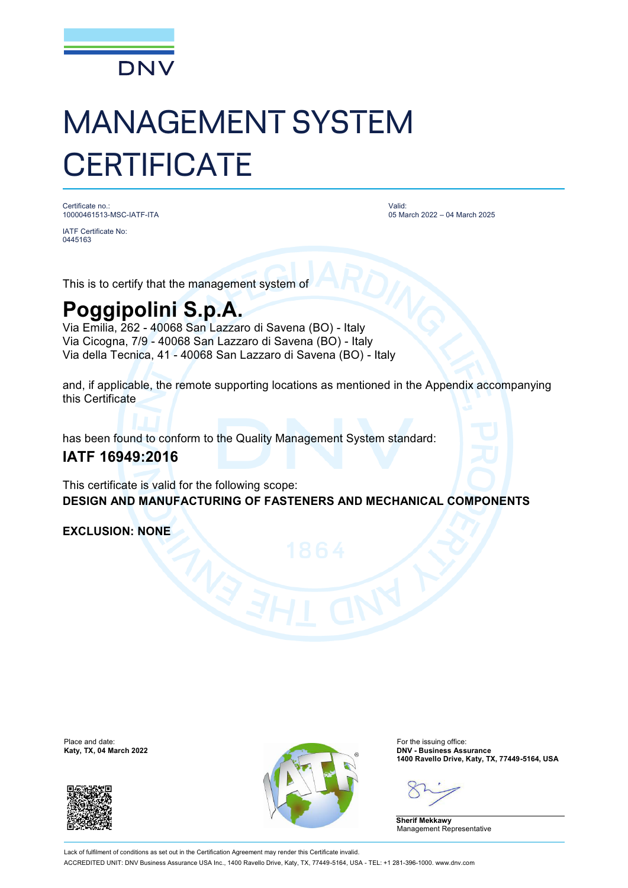DNV

# MANAGEMENT SYSTEM CERTIFICATE

Certificate no.:
10000461513-MSC-IATF-ITA

IATF Certificate No:
0445163

Valid:
05 March 2022 – 04 March 2025

This is to certify that the management system of

## Poggipolini S.p.A.

Via Emilia, 262 - 40068 San Lazzaro di Savena (BO) - Italy
Via Cicogna, 7/9 - 40068 San Lazzaro di Savena (BO) - Italy
Via della Tecnica, 41 - 40068 San Lazzaro di Savena (BO) - Italy

and, if applicable, the remote supporting locations as mentioned in the Appendix accompanying this Certificate

has been found to conform to the Quality Management System standard:

### IATF 16949:2016

This certificate is valid for the following scope:
**DESIGN AND MANUFACTURING OF FASTENERS AND MECHANICAL COMPONENTS**

**EXCLUSION: NONE**

Place and date:
**Katy, TX, 04 March 2022**

For the issuing office:
**DNV - Business Assurance**
**1400 Ravello Drive, Katy, TX, 77449-5164, USA**

**Sherif Mekkawy**
Management Representative

Lack of fulfilment of conditions as set out in the Certification Agreement may render this Certificate invalid.
ACCREDITED UNIT: DNV Business Assurance USA Inc., 1400 Ravello Drive, Katy, TX, 77449-5164, USA - TEL: +1 281-396-1000. www.dnv.com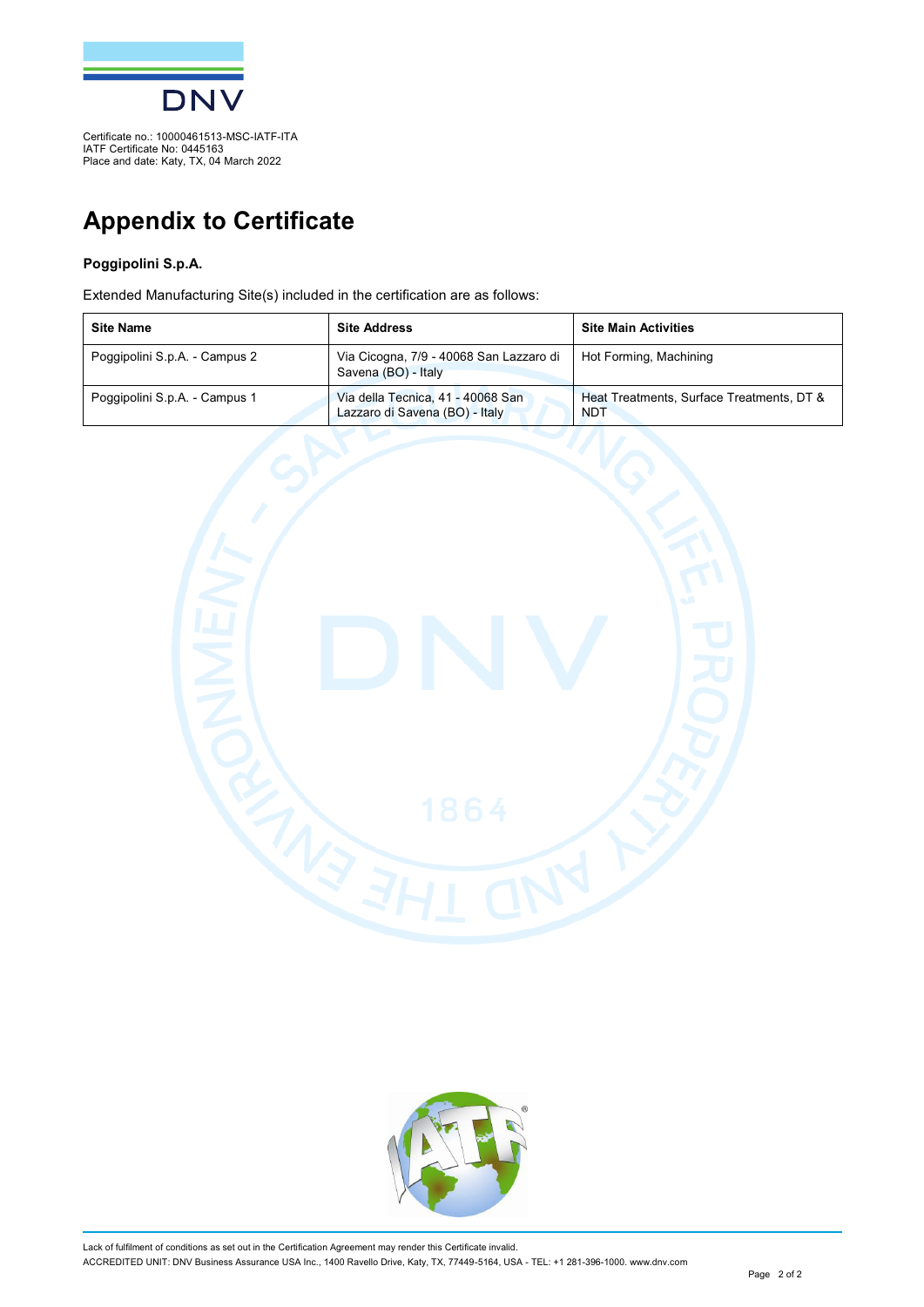Certificate no.: 10000461513-MSC-IATF-ITA
IATF Certificate No: 0445163
Place and date: Katy, TX, 04 March 2022

# Appendix to Certificate

**Poggipolini S.p.A.**

Extended Manufacturing Site(s) included in the certification are as follows:

| Site Name | Site Address | Site Main Activities |
|---|---|---|
| Poggipolini S.p.A. - Campus 2 | Via Cicogna, 7/9 - 40068 San Lazzaro di Savena (BO) - Italy | Hot Forming, Machining |
| Poggipolini S.p.A. - Campus 1 | Via della Tecnica, 41 - 40068 San Lazzaro di Savena (BO) - Italy | Heat Treatments, Surface Treatments, DT & NDT |

Lack of fulfilment of conditions as set out in the Certification Agreement may render this Certificate invalid.

ACCREDITED UNIT: DNV Business Assurance USA Inc., 1400 Ravello Drive, Katy, TX, 77449-5164, USA - TEL: +1 281-396-1000. www.dnv.com